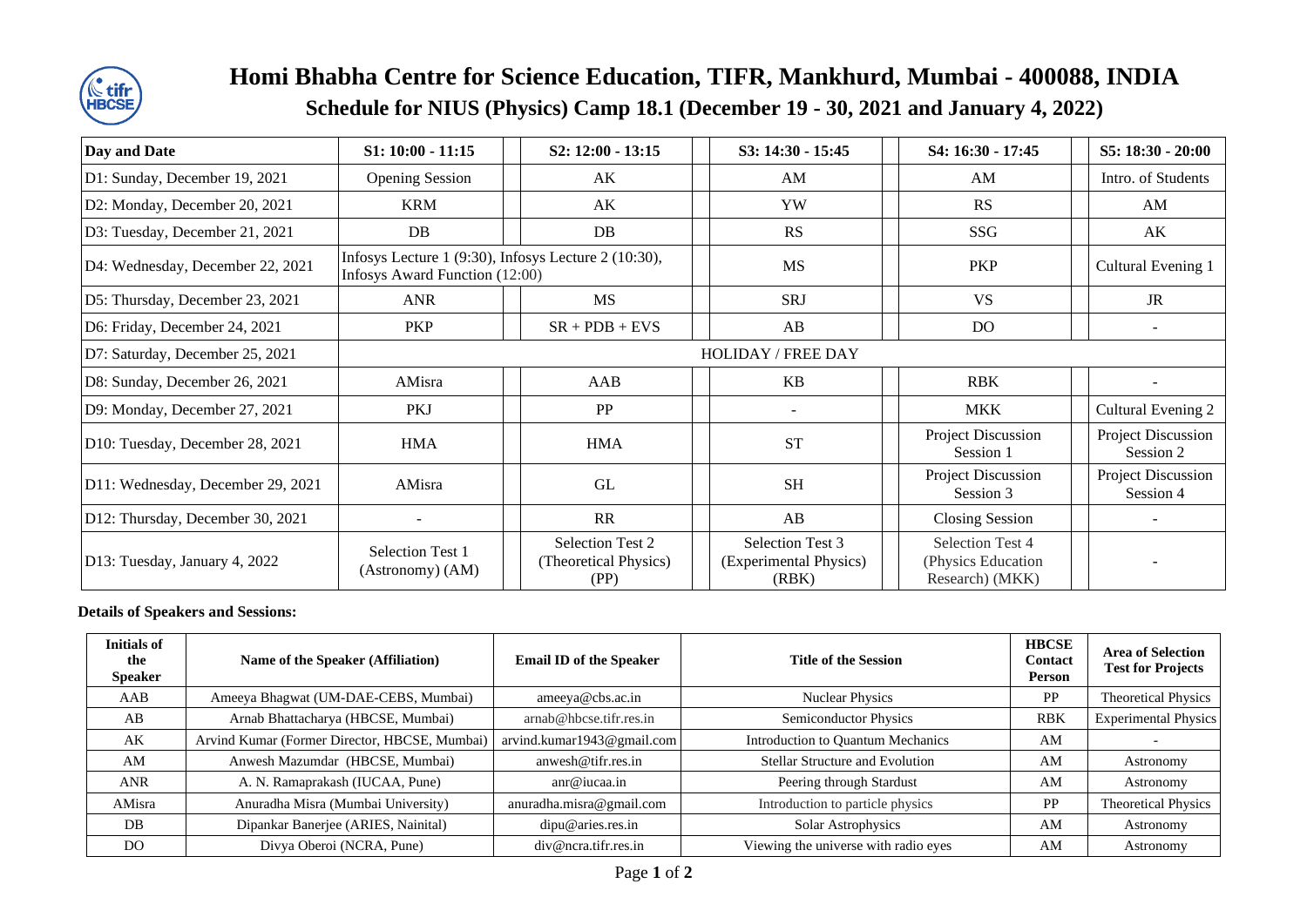# Homi Bhabha Centre for Science Education, TIFR, Mankhurd, Mumbai - 400088, INDIA

## Schedule for NIUS (Physics) Camp 18.1 (December 19 - 30, 2021 and January 4, 2022)

| Day and Date | S1: 10:00 - 11:15 | S2: 12:00 - 13:15 | S3: 14:30 - 15:45 | S4: 16:30 - 17:45 | S5: 18:30 - 20:00 |
|---|---|---|---|---|---|
| D1: Sunday, December 19, 2021 | Opening Session | AK | AM | AM | Intro. of Students |
| D2: Monday, December 20, 2021 | KRM | AK | YW | RS | AM |
| D3: Tuesday, December 21, 2021 | DB | DB | RS | SSG | AK |
| D4: Wednesday, December 22, 2021 | Infosys Lecture 1 (9:30), Infosys Lecture 2 (10:30), Infosys Award Function (12:00) | | MS | PKP | Cultural Evening 1 |
| D5: Thursday, December 23, 2021 | ANR | MS | SRJ | VS | JR |
| D6: Friday, December 24, 2021 | PKP | SR + PDB + EVS | AB | DO | - |
| D7: Saturday, December 25, 2021 | HOLIDAY / FREE DAY | | | | |
| D8: Sunday, December 26, 2021 | AMisra | AAB | KB | RBK | - |
| D9: Monday, December 27, 2021 | PKJ | PP | - | MKK | Cultural Evening 2 |
| D10: Tuesday, December 28, 2021 | HMA | HMA | ST | Project Discussion Session 1 | Project Discussion Session 2 |
| D11: Wednesday, December 29, 2021 | AMisra | GL | SH | Project Discussion Session 3 | Project Discussion Session 4 |
| D12: Thursday, December 30, 2021 | - | RR | AB | Closing Session | - |
| D13: Tuesday, January 4, 2022 | Selection Test 1 (Astronomy) (AM) | Selection Test 2 (Theoretical Physics) (PP) | Selection Test 3 (Experimental Physics) (RBK) | Selection Test 4 (Physics Education Research) (MKK) | - |

**Details of Speakers and Sessions:**

| Initials of the Speaker | Name of the Speaker (Affiliation) | Email ID of the Speaker | Title of the Session | HBCSE Contact Person | Area of Selection Test for Projects |
|---|---|---|---|---|---|
| AAB | Ameeya Bhagwat (UM-DAE-CEBS, Mumbai) | ameeya@cbs.ac.in | Nuclear Physics | PP | Theoretical Physics |
| AB | Arnab Bhattacharya (HBCSE, Mumbai) | arnab@hbcse.tifr.res.in | Semiconductor Physics | RBK | Experimental Physics |
| AK | Arvind Kumar (Former Director, HBCSE, Mumbai) | arvind.kumar1943@gmail.com | Introduction to Quantum Mechanics | AM | - |
| AM | Anwesh Mazumdar (HBCSE, Mumbai) | anwesh@tifr.res.in | Stellar Structure and Evolution | AM | Astronomy |
| ANR | A. N. Ramaprakash (IUCAA, Pune) | anr@iucaa.in | Peering through Stardust | AM | Astronomy |
| AMisra | Anuradha Misra (Mumbai University) | anuradha.misra@gmail.com | Introduction to particle physics | PP | Theoretical Physics |
| DB | Dipankar Banerjee (ARIES, Nainital) | dipu@aries.res.in | Solar Astrophysics | AM | Astronomy |
| DO | Divya Oberoi (NCRA, Pune) | div@ncra.tifr.res.in | Viewing the universe with radio eyes | AM | Astronomy |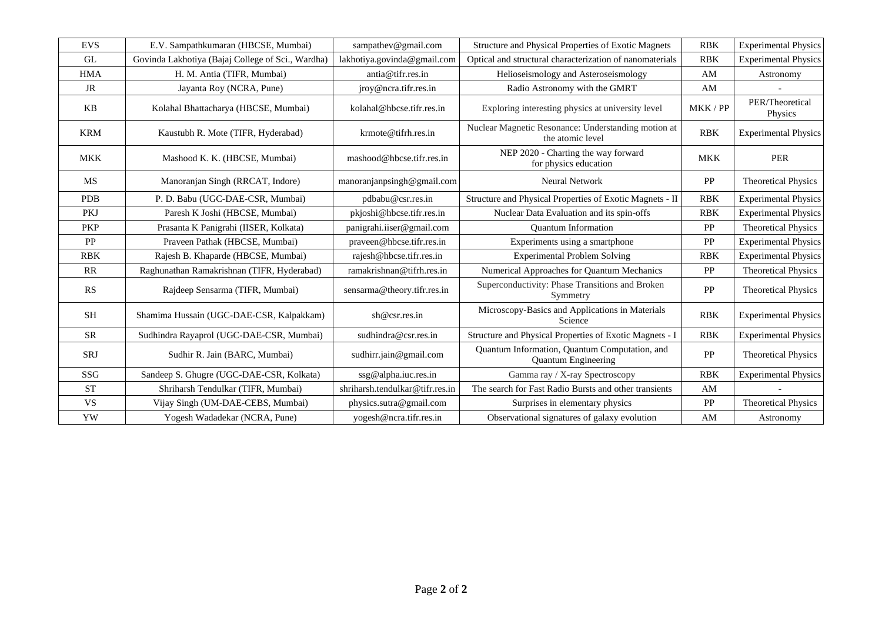| | | | | | |
|---|---|---|---|---|---|
| EVS | E.V. Sampathkumaran (HBCSE, Mumbai) | sampathev@gmail.com | Structure and Physical Properties of Exotic Magnets | RBK | Experimental Physics |
| GL | Govinda Lakhotiya (Bajaj College of Sci., Wardha) | lakhotiya.govinda@gmail.com | Optical and structural characterization of nanomaterials | RBK | Experimental Physics |
| HMA | H. M. Antia (TIFR, Mumbai) | antia@tifr.res.in | Helioseismology and Asteroseismology | AM | Astronomy |
| JR | Jayanta Roy (NCRA, Pune) | jroy@ncra.tifr.res.in | Radio Astronomy with the GMRT | AM | - |
| KB | Kolahal Bhattacharya (HBCSE, Mumbai) | kolahal@hbcse.tifr.res.in | Exploring interesting physics at university level | MKK / PP | PER/Theoretical Physics |
| KRM | Kaustubh R. Mote (TIFR, Hyderabad) | krmote@tifrh.res.in | Nuclear Magnetic Resonance: Understanding motion at the atomic level | RBK | Experimental Physics |
| MKK | Mashood K. K. (HBCSE, Mumbai) | mashood@hbcse.tifr.res.in | NEP 2020 - Charting the way forward for physics education | MKK | PER |
| MS | Manoranjan Singh (RRCAT, Indore) | manoranjanpsingh@gmail.com | Neural Network | PP | Theoretical Physics |
| PDB | P. D. Babu (UGC-DAE-CSR, Mumbai) | pdbabu@csr.res.in | Structure and Physical Properties of Exotic Magnets - II | RBK | Experimental Physics |
| PKJ | Paresh K Joshi (HBCSE, Mumbai) | pkjoshi@hbcse.tifr.res.in | Nuclear Data Evaluation and its spin-offs | RBK | Experimental Physics |
| PKP | Prasanta K Panigrahi (IISER, Kolkata) | panigrahi.iiser@gmail.com | Quantum Information | PP | Theoretical Physics |
| PP | Praveen Pathak (HBCSE, Mumbai) | praveen@hbcse.tifr.res.in | Experiments using a smartphone | PP | Experimental Physics |
| RBK | Rajesh B. Khaparde (HBCSE, Mumbai) | rajesh@hbcse.tifr.res.in | Experimental Problem Solving | RBK | Experimental Physics |
| RR | Raghunathan Ramakrishnan (TIFR, Hyderabad) | ramakrishnan@tifrh.res.in | Numerical Approaches for Quantum Mechanics | PP | Theoretical Physics |
| RS | Rajdeep Sensarma (TIFR, Mumbai) | sensarma@theory.tifr.res.in | Superconductivity: Phase Transitions and Broken Symmetry | PP | Theoretical Physics |
| SH | Shamima Hussain (UGC-DAE-CSR, Kalpakkam) | sh@csr.res.in | Microscopy-Basics and Applications in Materials Science | RBK | Experimental Physics |
| SR | Sudhindra Rayaprol (UGC-DAE-CSR, Mumbai) | sudhindra@csr.res.in | Structure and Physical Properties of Exotic Magnets - I | RBK | Experimental Physics |
| SRJ | Sudhir R. Jain (BARC, Mumbai) | sudhirr.jain@gmail.com | Quantum Information, Quantum Computation, and Quantum Engineering | PP | Theoretical Physics |
| SSG | Sandeep S. Ghugre (UGC-DAE-CSR, Kolkata) | ssg@alpha.iuc.res.in | Gamma ray / X-ray Spectroscopy | RBK | Experimental Physics |
| ST | Shriharsh Tendulkar (TIFR, Mumbai) | shriharsh.tendulkar@tifr.res.in | The search for Fast Radio Bursts and other transients | AM | - |
| VS | Vijay Singh (UM-DAE-CEBS, Mumbai) | physics.sutra@gmail.com | Surprises in elementary physics | PP | Theoretical Physics |
| YW | Yogesh Wadadekar (NCRA, Pune) | yogesh@ncra.tifr.res.in | Observational signatures of galaxy evolution | AM | Astronomy |